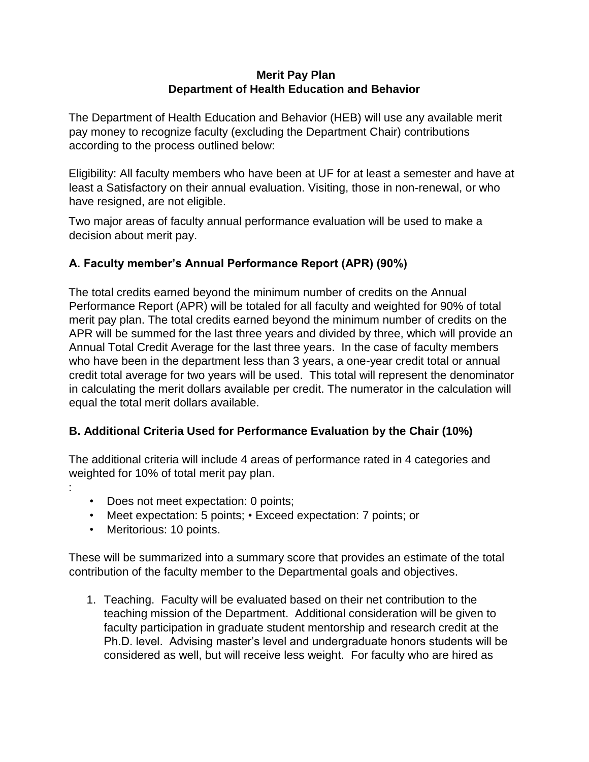**Merit Pay Plan**
**Department of Health Education and Behavior**

The Department of Health Education and Behavior (HEB) will use any available merit pay money to recognize faculty (excluding the Department Chair) contributions according to the process outlined below:

Eligibility: All faculty members who have been at UF for at least a semester and have at least a Satisfactory on their annual evaluation. Visiting, those in non-renewal, or who have resigned, are not eligible.

Two major areas of faculty annual performance evaluation will be used to make a decision about merit pay.

### A. Faculty member's Annual Performance Report (APR) (90%)

The total credits earned beyond the minimum number of credits on the Annual Performance Report (APR) will be totaled for all faculty and weighted for 90% of total merit pay plan. The total credits earned beyond the minimum number of credits on the APR will be summed for the last three years and divided by three, which will provide an Annual Total Credit Average for the last three years. In the case of faculty members who have been in the department less than 3 years, a one-year credit total or annual credit total average for two years will be used. This total will represent the denominator in calculating the merit dollars available per credit. The numerator in the calculation will equal the total merit dollars available.

### B. Additional Criteria Used for Performance Evaluation by the Chair (10%)

The additional criteria will include 4 areas of performance rated in 4 categories and weighted for 10% of total merit pay plan.
:

- Does not meet expectation: 0 points;
- Meet expectation: 5 points; • Exceed expectation: 7 points; or
- Meritorious: 10 points.

These will be summarized into a summary score that provides an estimate of the total contribution of the faculty member to the Departmental goals and objectives.

1. Teaching. Faculty will be evaluated based on their net contribution to the teaching mission of the Department. Additional consideration will be given to faculty participation in graduate student mentorship and research credit at the Ph.D. level. Advising master's level and undergraduate honors students will be considered as well, but will receive less weight. For faculty who are hired as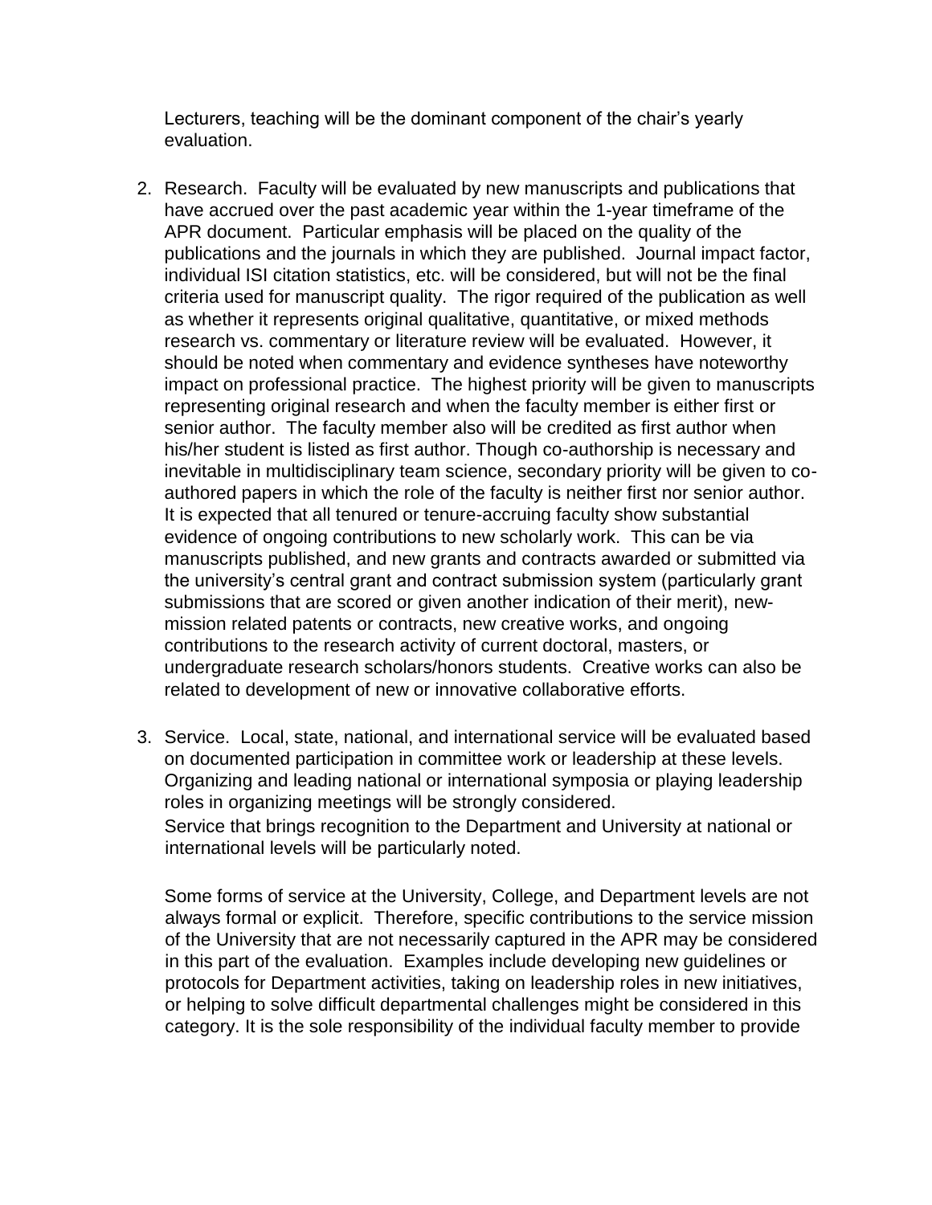Lecturers, teaching will be the dominant component of the chair's yearly evaluation.

2. Research. Faculty will be evaluated by new manuscripts and publications that have accrued over the past academic year within the 1-year timeframe of the APR document. Particular emphasis will be placed on the quality of the publications and the journals in which they are published. Journal impact factor, individual ISI citation statistics, etc. will be considered, but will not be the final criteria used for manuscript quality. The rigor required of the publication as well as whether it represents original qualitative, quantitative, or mixed methods research vs. commentary or literature review will be evaluated. However, it should be noted when commentary and evidence syntheses have noteworthy impact on professional practice. The highest priority will be given to manuscripts representing original research and when the faculty member is either first or senior author. The faculty member also will be credited as first author when his/her student is listed as first author. Though co-authorship is necessary and inevitable in multidisciplinary team science, secondary priority will be given to co-authored papers in which the role of the faculty is neither first nor senior author. It is expected that all tenured or tenure-accruing faculty show substantial evidence of ongoing contributions to new scholarly work. This can be via manuscripts published, and new grants and contracts awarded or submitted via the university's central grant and contract submission system (particularly grant submissions that are scored or given another indication of their merit), new-mission related patents or contracts, new creative works, and ongoing contributions to the research activity of current doctoral, masters, or undergraduate research scholars/honors students. Creative works can also be related to development of new or innovative collaborative efforts.

3. Service. Local, state, national, and international service will be evaluated based on documented participation in committee work or leadership at these levels. Organizing and leading national or international symposia or playing leadership roles in organizing meetings will be strongly considered.
   Service that brings recognition to the Department and University at national or international levels will be particularly noted.

   Some forms of service at the University, College, and Department levels are not always formal or explicit. Therefore, specific contributions to the service mission of the University that are not necessarily captured in the APR may be considered in this part of the evaluation. Examples include developing new guidelines or protocols for Department activities, taking on leadership roles in new initiatives, or helping to solve difficult departmental challenges might be considered in this category. It is the sole responsibility of the individual faculty member to provide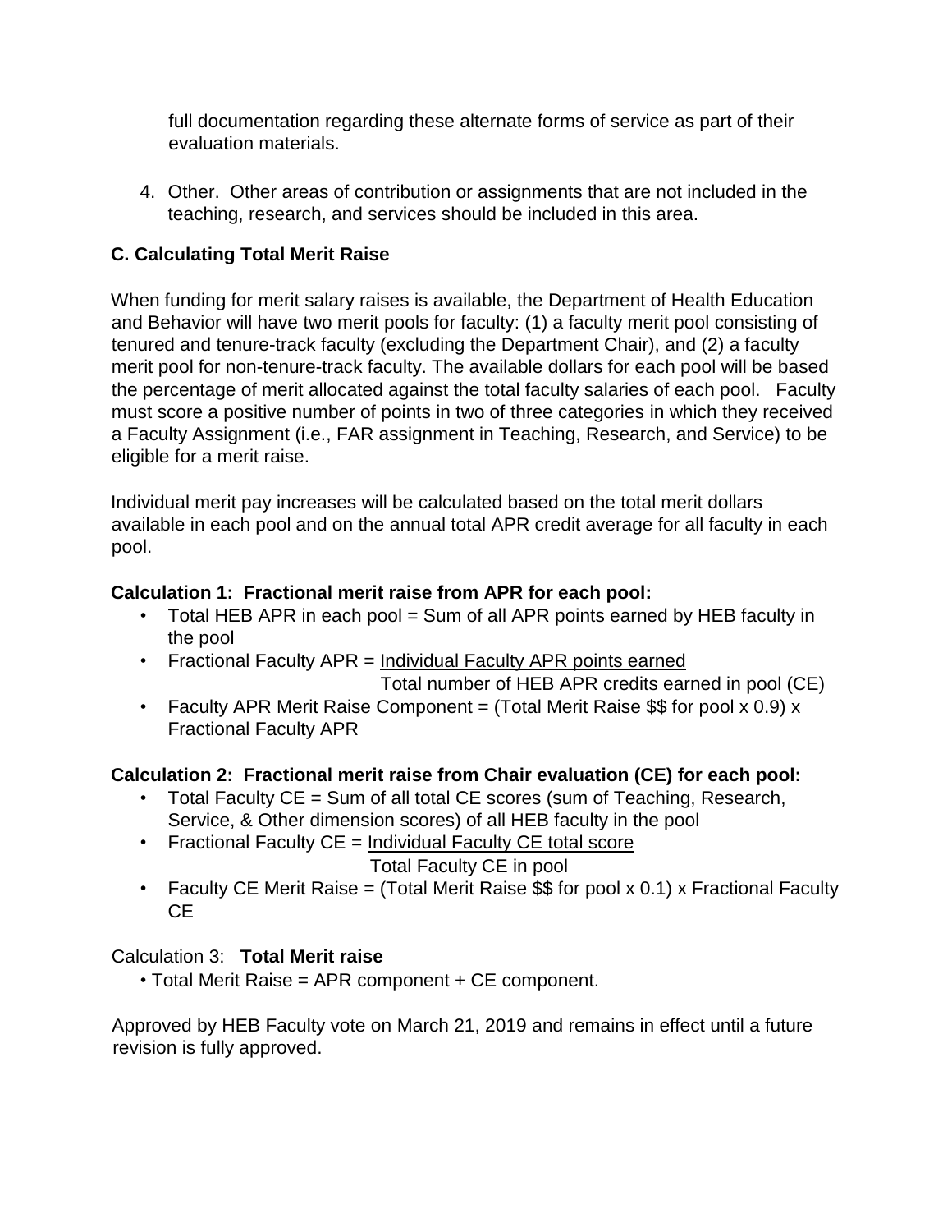full documentation regarding these alternate forms of service as part of their evaluation materials.

4. Other. Other areas of contribution or assignments that are not included in the teaching, research, and services should be included in this area.

### C. Calculating Total Merit Raise

When funding for merit salary raises is available, the Department of Health Education and Behavior will have two merit pools for faculty: (1) a faculty merit pool consisting of tenured and tenure-track faculty (excluding the Department Chair), and (2) a faculty merit pool for non-tenure-track faculty. The available dollars for each pool will be based the percentage of merit allocated against the total faculty salaries of each pool. Faculty must score a positive number of points in two of three categories in which they received a Faculty Assignment (i.e., FAR assignment in Teaching, Research, and Service) to be eligible for a merit raise.

Individual merit pay increases will be calculated based on the total merit dollars available in each pool and on the annual total APR credit average for all faculty in each pool.

**Calculation 1: Fractional merit raise from APR for each pool:**

- Total HEB APR in each pool = Sum of all APR points earned by HEB faculty in the pool
- Fractional Faculty APR = $\frac{\text{Individual Faculty APR points earned}}{\text{Total number of HEB APR credits earned in pool (CE)}}$
- Faculty APR Merit Raise Component = (Total Merit Raise $$ for pool x 0.9) x Fractional Faculty APR

**Calculation 2: Fractional merit raise from Chair evaluation (CE) for each pool:**

- Total Faculty CE = Sum of all total CE scores (sum of Teaching, Research, Service, & Other dimension scores) of all HEB faculty in the pool
- Fractional Faculty CE = $\frac{\text{Individual Faculty CE total score}}{\text{Total Faculty CE in pool}}$
- Faculty CE Merit Raise = (Total Merit Raise $$ for pool x 0.1) x Fractional Faculty CE

Calculation 3: **Total Merit raise**

- Total Merit Raise = APR component + CE component.

Approved by HEB Faculty vote on March 21, 2019 and remains in effect until a future revision is fully approved.